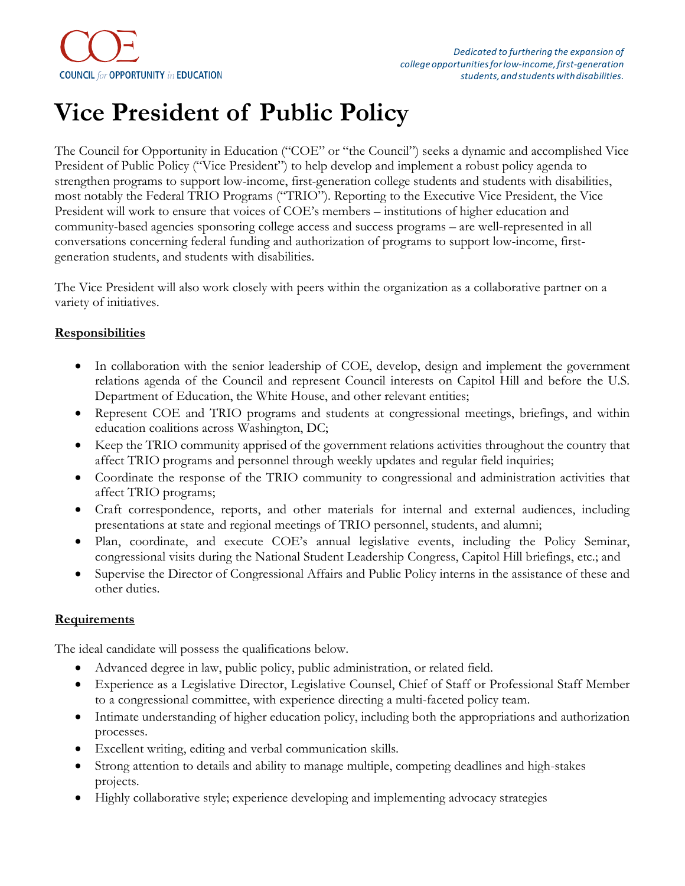COE
COUNCIL *for* OPPORTUNITY *in* EDUCATION

*Dedicated to furthering the expansion of college opportunities for low-income, first-generation students, and students with disabilities.*

# Vice President of Public Policy

The Council for Opportunity in Education ("COE" or "the Council") seeks a dynamic and accomplished Vice President of Public Policy ("Vice President") to help develop and implement a robust policy agenda to strengthen programs to support low-income, first-generation college students and students with disabilities, most notably the Federal TRIO Programs ("TRIO"). Reporting to the Executive Vice President, the Vice President will work to ensure that voices of COE's members – institutions of higher education and community-based agencies sponsoring college access and success programs – are well-represented in all conversations concerning federal funding and authorization of programs to support low-income, first-generation students, and students with disabilities.

The Vice President will also work closely with peers within the organization as a collaborative partner on a variety of initiatives.

## Responsibilities

- In collaboration with the senior leadership of COE, develop, design and implement the government relations agenda of the Council and represent Council interests on Capitol Hill and before the U.S. Department of Education, the White House, and other relevant entities;
- Represent COE and TRIO programs and students at congressional meetings, briefings, and within education coalitions across Washington, DC;
- Keep the TRIO community apprised of the government relations activities throughout the country that affect TRIO programs and personnel through weekly updates and regular field inquiries;
- Coordinate the response of the TRIO community to congressional and administration activities that affect TRIO programs;
- Craft correspondence, reports, and other materials for internal and external audiences, including presentations at state and regional meetings of TRIO personnel, students, and alumni;
- Plan, coordinate, and execute COE's annual legislative events, including the Policy Seminar, congressional visits during the National Student Leadership Congress, Capitol Hill briefings, etc.; and
- Supervise the Director of Congressional Affairs and Public Policy interns in the assistance of these and other duties.

## Requirements

The ideal candidate will possess the qualifications below.

- Advanced degree in law, public policy, public administration, or related field.
- Experience as a Legislative Director, Legislative Counsel, Chief of Staff or Professional Staff Member to a congressional committee, with experience directing a multi-faceted policy team.
- Intimate understanding of higher education policy, including both the appropriations and authorization processes.
- Excellent writing, editing and verbal communication skills.
- Strong attention to details and ability to manage multiple, competing deadlines and high-stakes projects.
- Highly collaborative style; experience developing and implementing advocacy strategies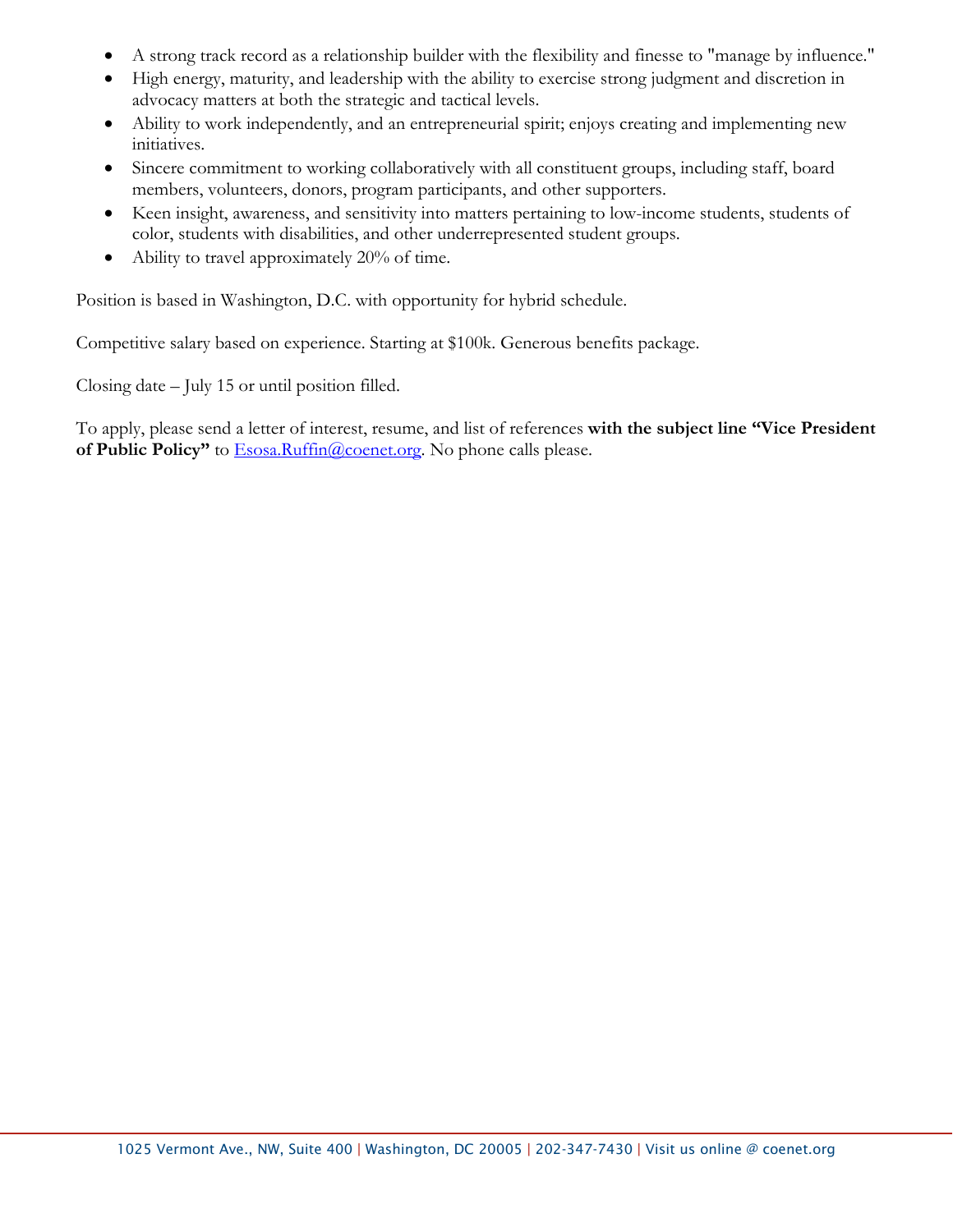- A strong track record as a relationship builder with the flexibility and finesse to "manage by influence."
- High energy, maturity, and leadership with the ability to exercise strong judgment and discretion in advocacy matters at both the strategic and tactical levels.
- Ability to work independently, and an entrepreneurial spirit; enjoys creating and implementing new initiatives.
- Sincere commitment to working collaboratively with all constituent groups, including staff, board members, volunteers, donors, program participants, and other supporters.
- Keen insight, awareness, and sensitivity into matters pertaining to low-income students, students of color, students with disabilities, and other underrepresented student groups.
- Ability to travel approximately 20% of time.

Position is based in Washington, D.C. with opportunity for hybrid schedule.

Competitive salary based on experience. Starting at $100k. Generous benefits package.

Closing date – July 15 or until position filled.

To apply, please send a letter of interest, resume, and list of references **with the subject line "Vice President of Public Policy"** to Esosa.Ruffin@coenet.org. No phone calls please.

1025 Vermont Ave., NW, Suite 400 | Washington, DC 20005 | 202-347-7430 | Visit us online @ coenet.org